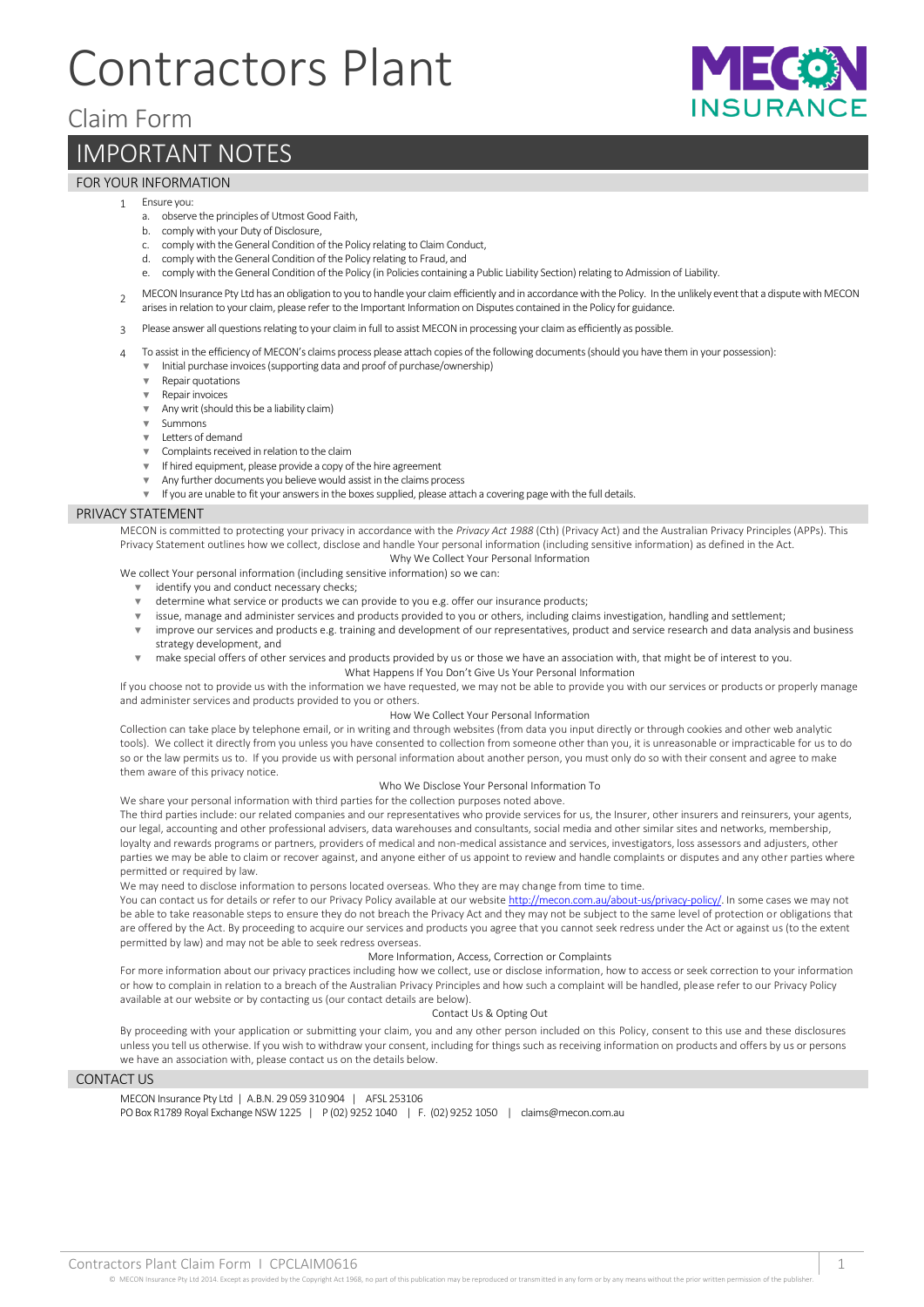# Contractors Plant

## Claim Form

## IMPORTANT NOTES

### FOR YOUR INFORMATION

1. Ensure you:
   a. observe the principles of Utmost Good Faith,
   b. comply with your Duty of Disclosure,
   c. comply with the General Condition of the Policy relating to Claim Conduct,
   d. comply with the General Condition of the Policy relating to Fraud, and
   e. comply with the General Condition of the Policy (in Policies containing a Public Liability Section) relating to Admission of Liability.
2. MECON Insurance Pty Ltd has an obligation to you to handle your claim efficiently and in accordance with the Policy. In the unlikely event that a dispute with MECON arises in relation to your claim, please refer to the Important Information on Disputes contained in the Policy for guidance.
3. Please answer all questions relating to your claim in full to assist MECON in processing your claim as efficiently as possible.
4. To assist in the efficiency of MECON's claims process please attach copies of the following documents (should you have them in your possession):
   - Initial purchase invoices (supporting data and proof of purchase/ownership)
   - Repair quotations
   - Repair invoices
   - Any writ (should this be a liability claim)
   - Summons
   - Letters of demand
   - Complaints received in relation to the claim
   - If hired equipment, please provide a copy of the hire agreement
   - Any further documents you believe would assist in the claims process
   - If you are unable to fit your answers in the boxes supplied, please attach a covering page with the full details.

### PRIVACY STATEMENT

MECON is committed to protecting your privacy in accordance with the *Privacy Act 1988* (Cth) (Privacy Act) and the Australian Privacy Principles (APPs). This Privacy Statement outlines how we collect, disclose and handle Your personal information (including sensitive information) as defined in the Act.

**Why We Collect Your Personal Information**

We collect Your personal information (including sensitive information) so we can:

- identify you and conduct necessary checks;
- determine what service or products we can provide to you e.g. offer our insurance products;
- issue, manage and administer services and products provided to you or others, including claims investigation, handling and settlement;
- improve our services and products e.g. training and development of our representatives, product and service research and data analysis and business strategy development, and
- make special offers of other services and products provided by us or those we have an association with, that might be of interest to you.

**What Happens If You Don't Give Us Your Personal Information**

If you choose not to provide us with the information we have requested, we may not be able to provide you with our services or products or properly manage and administer services and products provided to you or others.

**How We Collect Your Personal Information**

Collection can take place by telephone email, or in writing and through websites (from data you input directly or through cookies and other web analytic tools). We collect it directly from you unless you have consented to collection from someone other than you, it is unreasonable or impracticable for us to do so or the law permits us to. If you provide us with personal information about another person, you must only do so with their consent and agree to make them aware of this privacy notice.

**Who We Disclose Your Personal Information To**

We share your personal information with third parties for the collection purposes noted above.

The third parties include: our related companies and our representatives who provide services for us, the Insurer, other insurers and reinsurers, your agents, our legal, accounting and other professional advisers, data warehouses and consultants, social media and other similar sites and networks, membership, loyalty and rewards programs or partners, providers of medical and non-medical assistance and services, investigators, loss assessors and adjusters, other parties we may be able to claim or recover against, and anyone either of us appoint to review and handle complaints or disputes and any other parties where permitted or required by law.

We may need to disclose information to persons located overseas. Who they are may change from time to time.

You can contact us for details or refer to our Privacy Policy available at our website http://mecon.com.au/about-us/privacy-policy/. In some cases we may not be able to take reasonable steps to ensure they do not breach the Privacy Act and they may not be subject to the same level of protection or obligations that are offered by the Act. By proceeding to acquire our services and products you agree that you cannot seek redress under the Act or against us (to the extent permitted by law) and may not be able to seek redress overseas.

**More Information, Access, Correction or Complaints**

For more information about our privacy practices including how we collect, use or disclose information, how to access or seek correction to your information or how to complain in relation to a breach of the Australian Privacy Principles and how such a complaint will be handled, please refer to our Privacy Policy available at our website or by contacting us (our contact details are below).

**Contact Us & Opting Out**

By proceeding with your application or submitting your claim, you and any other person included on this Policy, consent to this use and these disclosures unless you tell us otherwise. If you wish to withdraw your consent, including for things such as receiving information on products and offers by us or persons we have an association with, please contact us on the details below.

### CONTACT US

MECON Insurance Pty Ltd | A.B.N. 29 059 310 904 | AFSL 253106
PO Box R1789 Royal Exchange NSW 1225 | P (02) 9252 1040 | F. (02) 9252 1050 | claims@mecon.com.au

© MECON Insurance Pty Ltd 2014. Except as provided by the Copyright Act 1968, no part of this publication may be reproduced or transmitted in any form or by any means without the prior written permission of the publisher.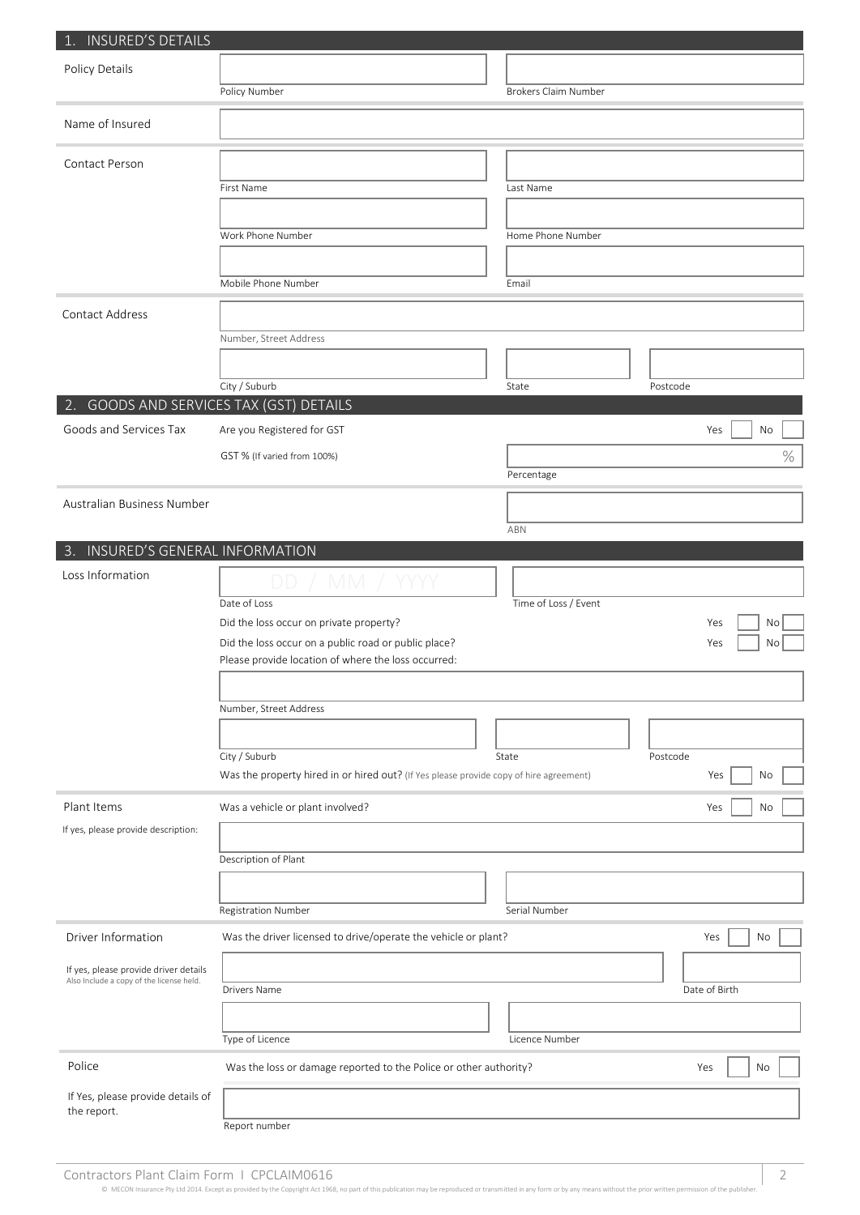## 1. INSURED'S DETAILS

**Policy Details**

Policy Number ____________ Brokers Claim Number ____________

**Name of Insured**

____________

**Contact Person**

First Name ____________ Last Name ____________

Work Phone Number ____________ Home Phone Number ____________

Mobile Phone Number ____________ Email ____________

**Contact Address**

Number, Street Address ____________

City / Suburb ____________ State ____________ Postcode ____________

## 2. GOODS AND SERVICES TAX (GST) DETAILS

**Goods and Services Tax**

Are you Registered for GST Yes ☐ No ☐

GST % (If varied from 100%) ____________ %

Percentage

**Australian Business Number**

ABN ____________

## 3. INSURED'S GENERAL INFORMATION

**Loss Information**

Date of Loss DD / MM / YYYY Time of Loss / Event ____________

Did the loss occur on private property? Yes ☐ No ☐

Did the loss occur on a public road or public place? Yes ☐ No ☐

Please provide location of where the loss occurred:

Number, Street Address ____________

City / Suburb ____________ State ____________ Postcode ____________

Was the property hired in or hired out? (If Yes please provide copy of hire agreement) Yes ☐ No ☐

**Plant Items**

If yes, please provide description:

Was a vehicle or plant involved? Yes ☐ No ☐

Description of Plant ____________

Registration Number ____________ Serial Number ____________

**Driver Information**

If yes, please provide driver details
Also Include a copy of the license held.

Was the driver licensed to drive/operate the vehicle or plant? Yes ☐ No ☐

Drivers Name ____________ Date of Birth ____________

Type of Licence ____________ Licence Number ____________

**Police**

If Yes, please provide details of the report.

Was the loss or damage reported to the Police or other authority? Yes ☐ No ☐

Report number ____________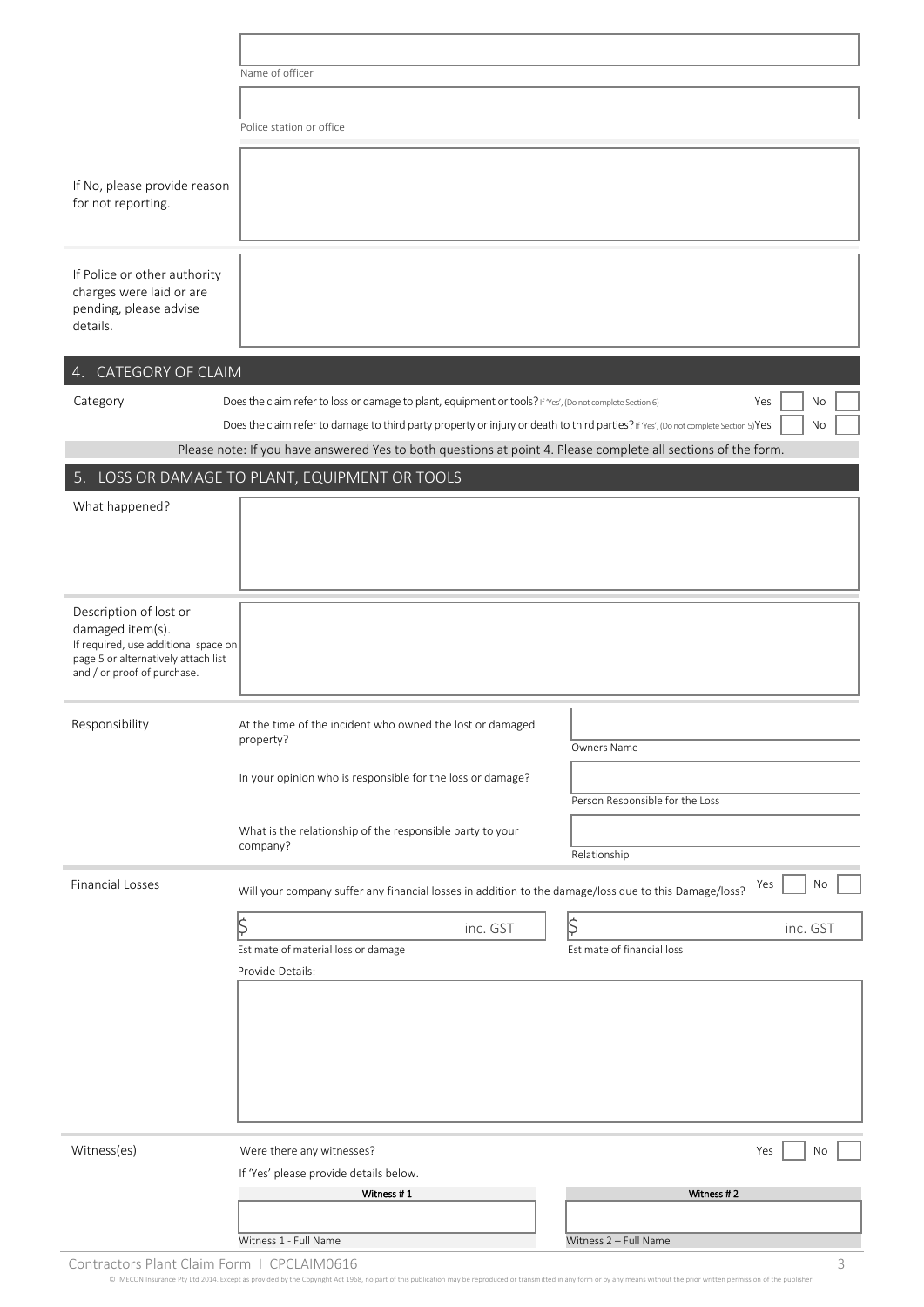Name of officer

Police station or office

If No, please provide reason for not reporting.

If Police or other authority charges were laid or are pending, please advise details.

## 4. CATEGORY OF CLAIM

**Category**

Does the claim refer to loss or damage to plant, equipment or tools? If 'Yes', (Do not complete Section 6) Yes ☐ No ☐

Does the claim refer to damage to third party property or injury or death to third parties? If 'Yes', (Do not complete Section 5) Yes ☐ No ☐

Please note: If you have answered Yes to both questions at point 4. Please complete all sections of the form.

## 5. LOSS OR DAMAGE TO PLANT, EQUIPMENT OR TOOLS

What happened?

Description of lost or damaged item(s).
If required, use additional space on page 5 or alternatively attach list and / or proof of purchase.

**Responsibility**

At the time of the incident who owned the lost or damaged property?

Owners Name

In your opinion who is responsible for the loss or damage?

Person Responsible for the Loss

What is the relationship of the responsible party to your company?

Relationship

**Financial Losses**

Will your company suffer any financial losses in addition to the damage/loss due to this Damage/loss? Yes ☐ No ☐

$ inc. GST
Estimate of material loss or damage

$ inc. GST
Estimate of financial loss

Provide Details:

**Witness(es)**

Were there any witnesses? Yes ☐ No ☐

If 'Yes' please provide details below.

| Witness # 1 | Witness # 2 |
| --- | --- |
| Witness 1 - Full Name | Witness 2 – Full Name |

© MECON Insurance Pty Ltd 2014. Except as provided by the Copyright Act 1968, no part of this publication may be reproduced or transmitted in any form or by any means without the prior written permission of the publisher.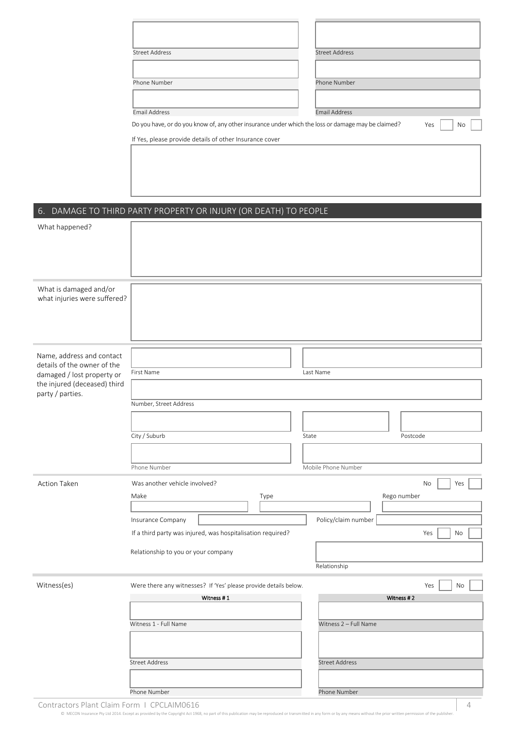| | |
|---|---|
| Street Address | Street Address |
| Phone Number | Phone Number |
| Email Address | Email Address |

Do you have, or do you know of, any other insurance under which the loss or damage may be claimed? Yes ☐ No ☐

If Yes, please provide details of other Insurance cover

## 6. DAMAGE TO THIRD PARTY PROPERTY OR INJURY (OR DEATH) TO PEOPLE

**What happened?**

**What is damaged and/or what injuries were suffered?**

**Name, address and contact details of the owner of the damaged / lost property or the injured (deceased) third party / parties.**

| | | |
|---|---|---|
| First Name | Last Name | |
| Number, Street Address | | |
| City / Suburb | State | Postcode |
| Phone Number | Mobile Phone Number | |

**Action Taken**

Was another vehicle involved? No ☐ Yes ☐

| Make | Type | Rego number |
|---|---|---|
| | | |

Insurance Company ______ Policy/claim number ______

If a third party was injured, was hospitalisation required? Yes ☐ No ☐

Relationship to you or your company ______ Relationship

**Witness(es)**

Were there any witnesses? If 'Yes' please provide details below. Yes ☐ No ☐

| Witness # 1 | Witness # 2 |
|---|---|
| Witness 1 - Full Name | Witness 2 – Full Name |
| Street Address | Street Address |
| Phone Number | Phone Number |

© MECON Insurance Pty Ltd 2014. Except as provided by the Copyright Act 1968, no part of this publication may be reproduced or transmitted in any form or by any means without the prior written permission of the publisher.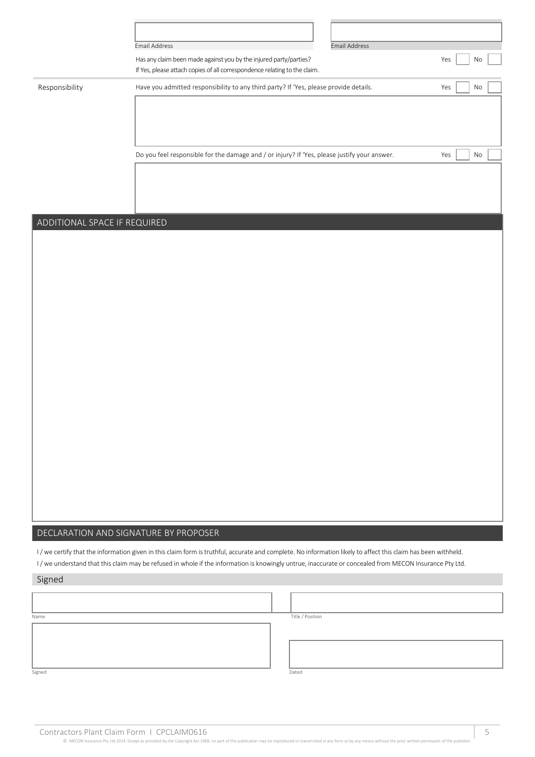Email Address

Email Address

Has any claim been made against you by the injured party/parties? Yes ☐ No ☐

If Yes, please attach copies of all correspondence relating to the claim.

**Responsibility**

Have you admitted responsibility to any third party? If 'Yes, please provide details. Yes ☐ No ☐

Do you feel responsible for the damage and / or injury? If 'Yes, please justify your answer. Yes ☐ No ☐

## ADDITIONAL SPACE IF REQUIRED

## DECLARATION AND SIGNATURE BY PROPOSER

I / we certify that the information given in this claim form is truthful, accurate and complete. No information likely to affect this claim has been withheld.

I / we understand that this claim may be refused in whole if the information is knowingly untrue, inaccurate or concealed from MECON Insurance Pty Ltd.

### Signed

Name

Title / Position

Signed

Dated

Contractors Plant Claim Form I CPCLAIM0616

© MECON Insurance Pty Ltd 2014. Except as provided by the Copyright Act 1968, no part of this publication may be reproduced or transmitted in any form or by any means without the prior written permission of the publisher.